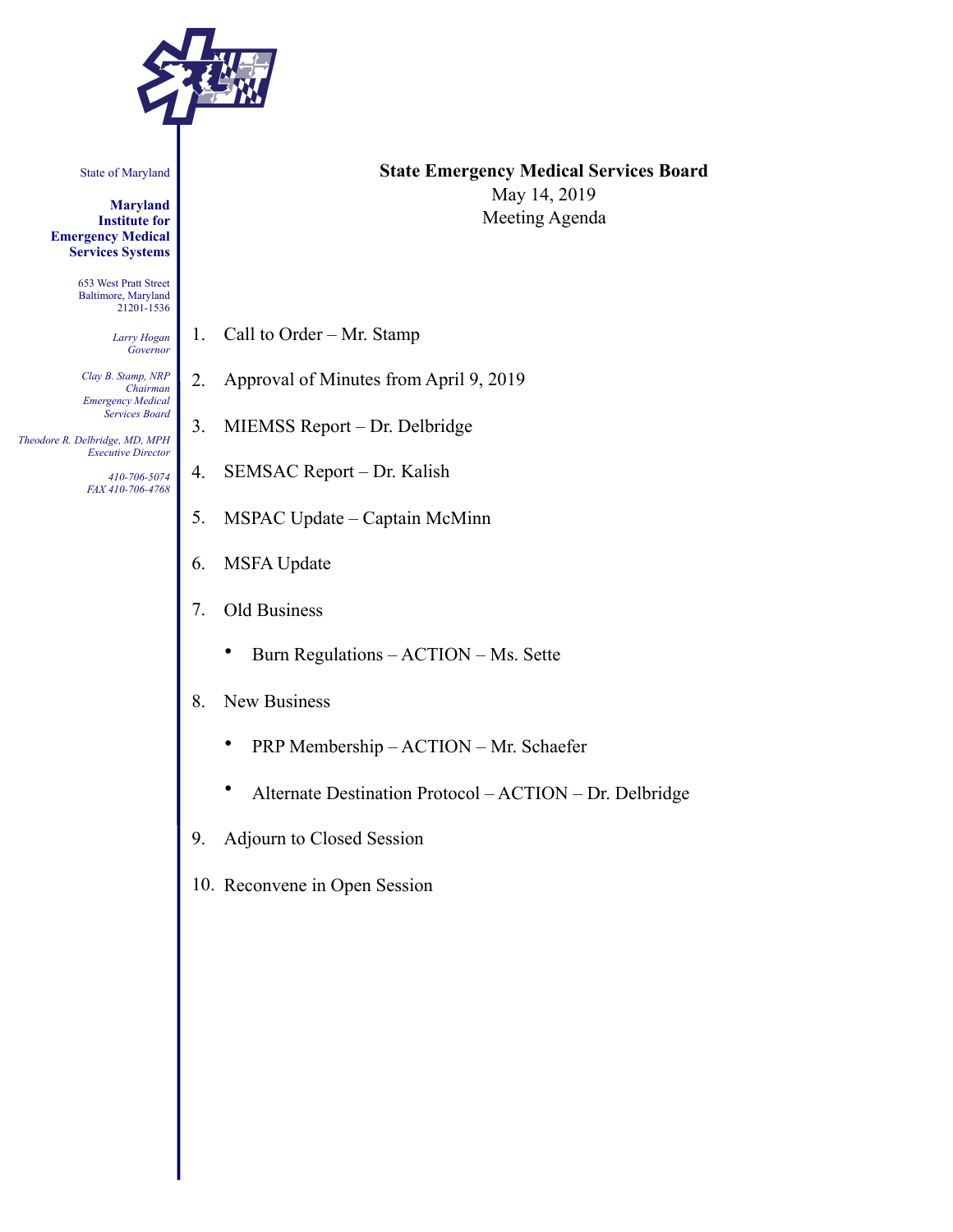State of Maryland

**Maryland Institute for Emergency Medical Services Systems**

653 West Pratt Street
Baltimore, Maryland
21201-1536

*Larry Hogan*
*Governor*

*Clay B. Stamp, NRP*
*Chairman*
*Emergency Medical Services Board*

*Theodore R. Delbridge, MD, MPH*
*Executive Director*

*410-706-5074*
*FAX 410-706-4768*

**State Emergency Medical Services Board**

May 14, 2019

Meeting Agenda

1. Call to Order – Mr. Stamp
2. Approval of Minutes from April 9, 2019
3. MIEMSS Report – Dr. Delbridge
4. SEMSAC Report – Dr. Kalish
5. MSPAC Update – Captain McMinn
6. MSFA Update
7. Old Business
   - Burn Regulations – ACTION – Ms. Sette
8. New Business
   - PRP Membership – ACTION – Mr. Schaefer
   - Alternate Destination Protocol – ACTION – Dr. Delbridge
9. Adjourn to Closed Session
10. Reconvene in Open Session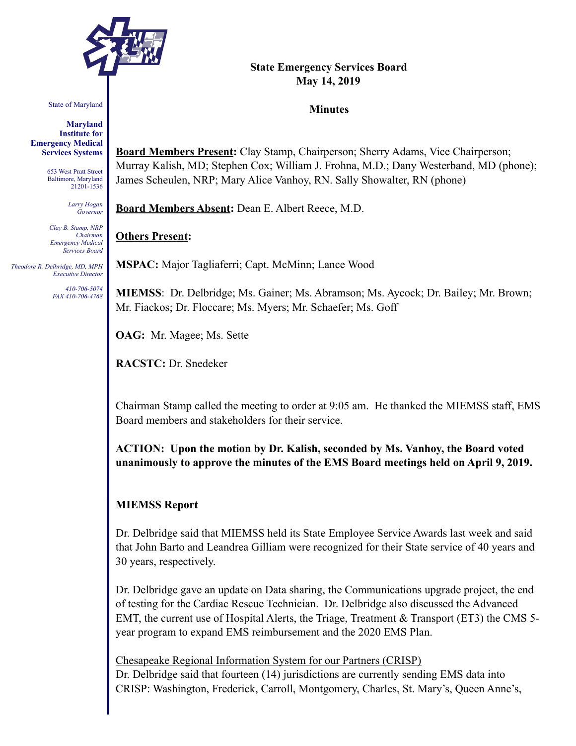State of Maryland

**Maryland Institute for Emergency Medical Services Systems**

653 West Pratt Street
Baltimore, Maryland
21201-1536

*Larry Hogan*
*Governor*

*Clay B. Stamp, NRP*
*Chairman*
*Emergency Medical Services Board*

*Theodore R. Delbridge, MD, MPH*
*Executive Director*

*410-706-5074*
*FAX 410-706-4768*

**State Emergency Services Board**
**May 14, 2019**

**Minutes**

**Board Members Present:** Clay Stamp, Chairperson; Sherry Adams, Vice Chairperson; Murray Kalish, MD; Stephen Cox; William J. Frohna, M.D.; Dany Westerband, MD (phone); James Scheulen, NRP; Mary Alice Vanhoy, RN. Sally Showalter, RN (phone)

**Board Members Absent:** Dean E. Albert Reece, M.D.

**Others Present:**

**MSPAC:** Major Tagliaferri; Capt. McMinn; Lance Wood

**MIEMSS**: Dr. Delbridge; Ms. Gainer; Ms. Abramson; Ms. Aycock; Dr. Bailey; Mr. Brown; Mr. Fiackos; Dr. Floccare; Ms. Myers; Mr. Schaefer; Ms. Goff

**OAG:** Mr. Magee; Ms. Sette

**RACSTC:** Dr. Snedeker

Chairman Stamp called the meeting to order at 9:05 am. He thanked the MIEMSS staff, EMS Board members and stakeholders for their service.

**ACTION: Upon the motion by Dr. Kalish, seconded by Ms. Vanhoy, the Board voted unanimously to approve the minutes of the EMS Board meetings held on April 9, 2019.**

**MIEMSS Report**

Dr. Delbridge said that MIEMSS held its State Employee Service Awards last week and said that John Barto and Leandrea Gilliam were recognized for their State service of 40 years and 30 years, respectively.

Dr. Delbridge gave an update on Data sharing, the Communications upgrade project, the end of testing for the Cardiac Rescue Technician. Dr. Delbridge also discussed the Advanced EMT, the current use of Hospital Alerts, the Triage, Treatment & Transport (ET3) the CMS 5-year program to expand EMS reimbursement and the 2020 EMS Plan.

<u>Chesapeake Regional Information System for our Partners (CRISP)</u>
Dr. Delbridge said that fourteen (14) jurisdictions are currently sending EMS data into CRISP: Washington, Frederick, Carroll, Montgomery, Charles, St. Mary's, Queen Anne's,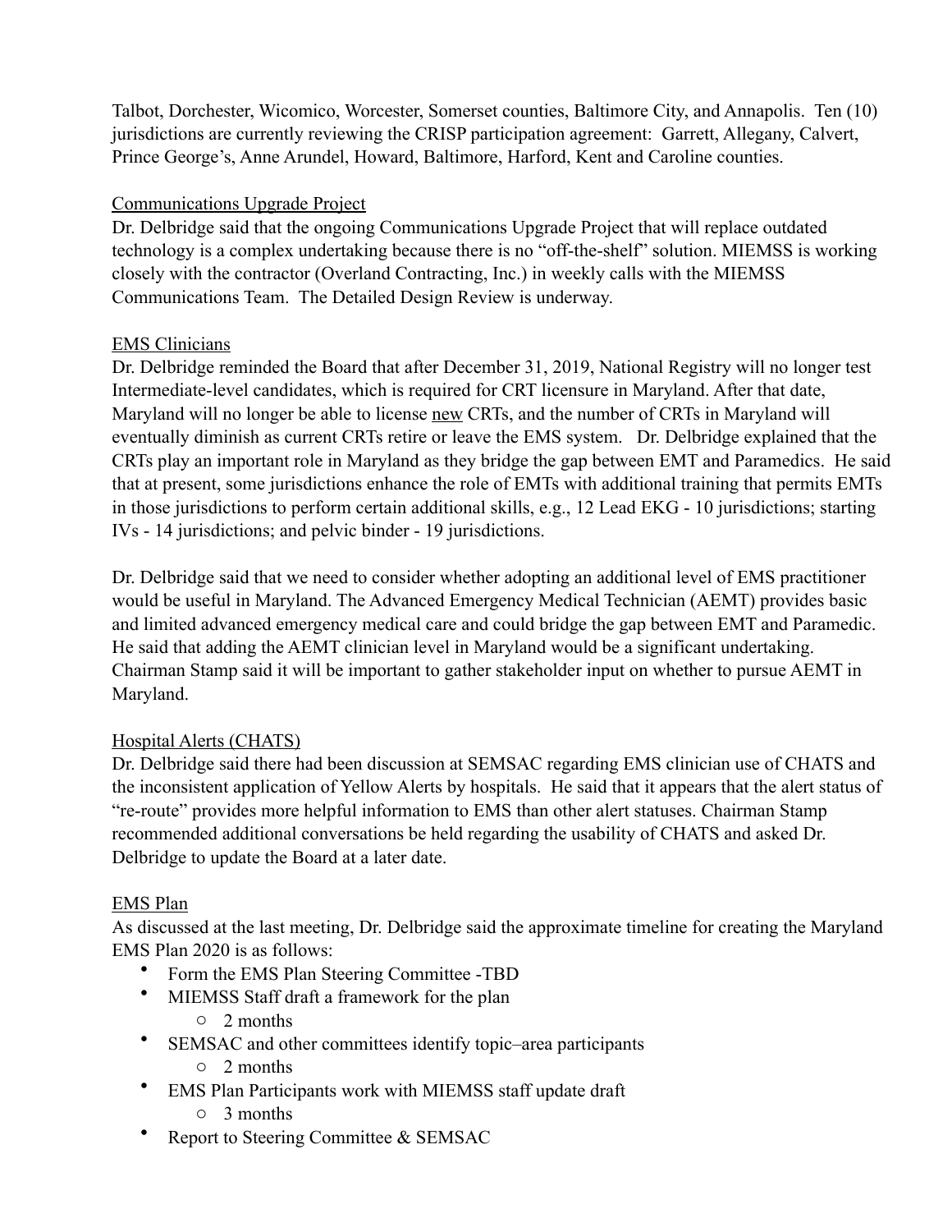Talbot, Dorchester, Wicomico, Worcester, Somerset counties, Baltimore City, and Annapolis. Ten (10) jurisdictions are currently reviewing the CRISP participation agreement: Garrett, Allegany, Calvert, Prince George's, Anne Arundel, Howard, Baltimore, Harford, Kent and Caroline counties.

<u>Communications Upgrade Project</u>

Dr. Delbridge said that the ongoing Communications Upgrade Project that will replace outdated technology is a complex undertaking because there is no "off-the-shelf" solution. MIEMSS is working closely with the contractor (Overland Contracting, Inc.) in weekly calls with the MIEMSS Communications Team. The Detailed Design Review is underway.

<u>EMS Clinicians</u>

Dr. Delbridge reminded the Board that after December 31, 2019, National Registry will no longer test Intermediate-level candidates, which is required for CRT licensure in Maryland. After that date, Maryland will no longer be able to license <u>new</u> CRTs, and the number of CRTs in Maryland will eventually diminish as current CRTs retire or leave the EMS system. Dr. Delbridge explained that the CRTs play an important role in Maryland as they bridge the gap between EMT and Paramedics. He said that at present, some jurisdictions enhance the role of EMTs with additional training that permits EMTs in those jurisdictions to perform certain additional skills, e.g., 12 Lead EKG - 10 jurisdictions; starting IVs - 14 jurisdictions; and pelvic binder - 19 jurisdictions.

Dr. Delbridge said that we need to consider whether adopting an additional level of EMS practitioner would be useful in Maryland. The Advanced Emergency Medical Technician (AEMT) provides basic and limited advanced emergency medical care and could bridge the gap between EMT and Paramedic. He said that adding the AEMT clinician level in Maryland would be a significant undertaking. Chairman Stamp said it will be important to gather stakeholder input on whether to pursue AEMT in Maryland.

<u>Hospital Alerts (CHATS)</u>

Dr. Delbridge said there had been discussion at SEMSAC regarding EMS clinician use of CHATS and the inconsistent application of Yellow Alerts by hospitals. He said that it appears that the alert status of "re-route" provides more helpful information to EMS than other alert statuses. Chairman Stamp recommended additional conversations be held regarding the usability of CHATS and asked Dr. Delbridge to update the Board at a later date.

<u>EMS Plan</u>

As discussed at the last meeting, Dr. Delbridge said the approximate timeline for creating the Maryland EMS Plan 2020 is as follows:

- Form the EMS Plan Steering Committee -TBD
- MIEMSS Staff draft a framework for the plan
  - 2 months
- SEMSAC and other committees identify topic–area participants
  - 2 months
- EMS Plan Participants work with MIEMSS staff update draft
  - 3 months
- Report to Steering Committee & SEMSAC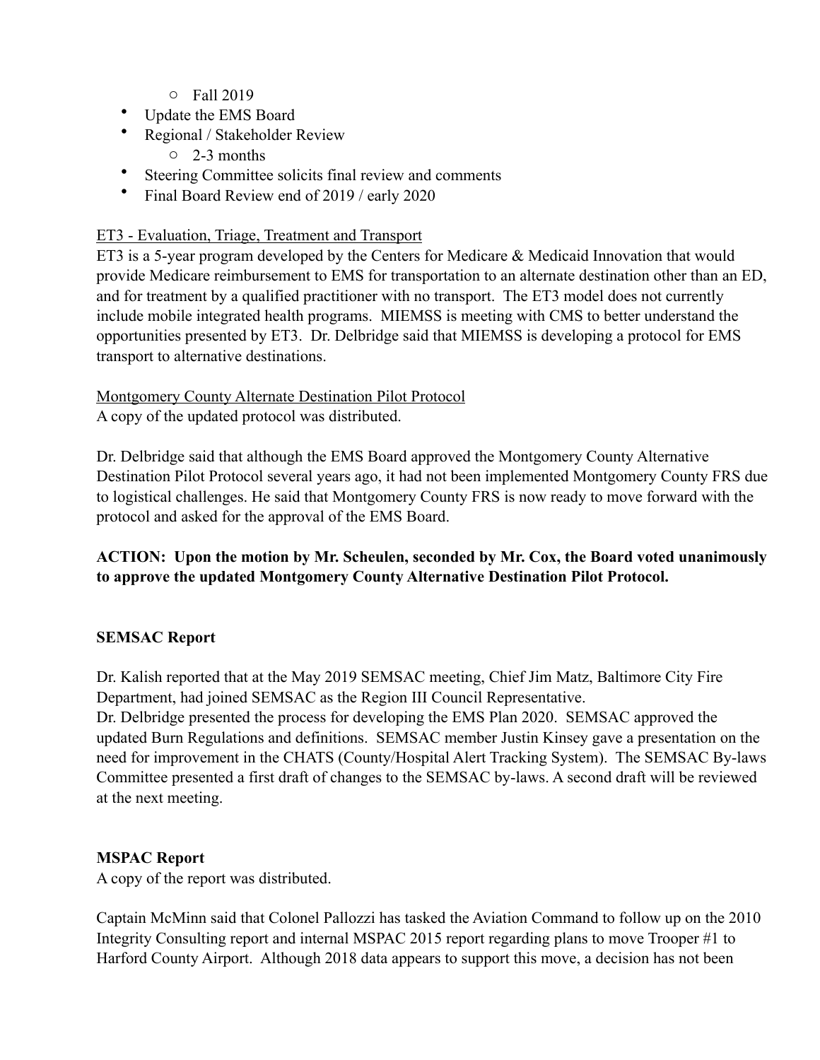- Fall 2019
- Update the EMS Board
- Regional / Stakeholder Review
    - 2-3 months
- Steering Committee solicits final review and comments
- Final Board Review end of 2019 / early 2020

ET3 - Evaluation, Triage, Treatment and Transport

ET3 is a 5-year program developed by the Centers for Medicare & Medicaid Innovation that would provide Medicare reimbursement to EMS for transportation to an alternate destination other than an ED, and for treatment by a qualified practitioner with no transport. The ET3 model does not currently include mobile integrated health programs. MIEMSS is meeting with CMS to better understand the opportunities presented by ET3. Dr. Delbridge said that MIEMSS is developing a protocol for EMS transport to alternative destinations.

Montgomery County Alternate Destination Pilot Protocol

A copy of the updated protocol was distributed.

Dr. Delbridge said that although the EMS Board approved the Montgomery County Alternative Destination Pilot Protocol several years ago, it had not been implemented Montgomery County FRS due to logistical challenges. He said that Montgomery County FRS is now ready to move forward with the protocol and asked for the approval of the EMS Board.

**ACTION: Upon the motion by Mr. Scheulen, seconded by Mr. Cox, the Board voted unanimously to approve the updated Montgomery County Alternative Destination Pilot Protocol.**

**SEMSAC Report**

Dr. Kalish reported that at the May 2019 SEMSAC meeting, Chief Jim Matz, Baltimore City Fire Department, had joined SEMSAC as the Region III Council Representative.
Dr. Delbridge presented the process for developing the EMS Plan 2020. SEMSAC approved the updated Burn Regulations and definitions. SEMSAC member Justin Kinsey gave a presentation on the need for improvement in the CHATS (County/Hospital Alert Tracking System). The SEMSAC By-laws Committee presented a first draft of changes to the SEMSAC by-laws. A second draft will be reviewed at the next meeting.

**MSPAC Report**

A copy of the report was distributed.

Captain McMinn said that Colonel Pallozzi has tasked the Aviation Command to follow up on the 2010 Integrity Consulting report and internal MSPAC 2015 report regarding plans to move Trooper #1 to Harford County Airport. Although 2018 data appears to support this move, a decision has not been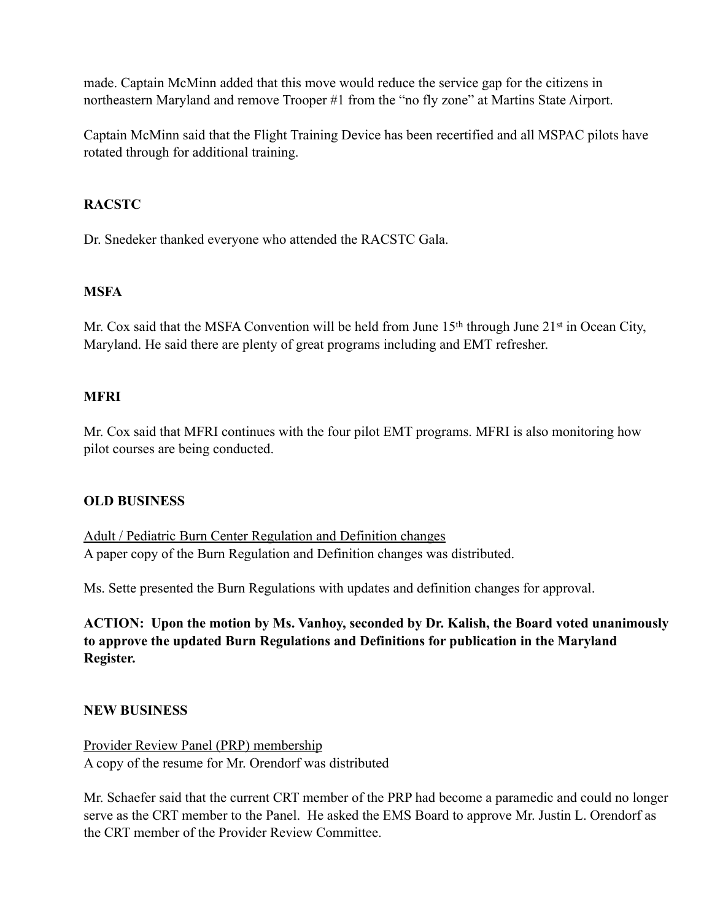made. Captain McMinn added that this move would reduce the service gap for the citizens in northeastern Maryland and remove Trooper #1 from the "no fly zone" at Martins State Airport.

Captain McMinn said that the Flight Training Device has been recertified and all MSPAC pilots have rotated through for additional training.

**RACSTC**

Dr. Snedeker thanked everyone who attended the RACSTC Gala.

**MSFA**

Mr. Cox said that the MSFA Convention will be held from June 15th through June 21st in Ocean City, Maryland. He said there are plenty of great programs including and EMT refresher.

**MFRI**

Mr. Cox said that MFRI continues with the four pilot EMT programs. MFRI is also monitoring how pilot courses are being conducted.

**OLD BUSINESS**

Adult / Pediatric Burn Center Regulation and Definition changes
A paper copy of the Burn Regulation and Definition changes was distributed.

Ms. Sette presented the Burn Regulations with updates and definition changes for approval.

**ACTION: Upon the motion by Ms. Vanhoy, seconded by Dr. Kalish, the Board voted unanimously to approve the updated Burn Regulations and Definitions for publication in the Maryland Register.**

**NEW BUSINESS**

Provider Review Panel (PRP) membership
A copy of the resume for Mr. Orendorf was distributed

Mr. Schaefer said that the current CRT member of the PRP had become a paramedic and could no longer serve as the CRT member to the Panel. He asked the EMS Board to approve Mr. Justin L. Orendorf as the CRT member of the Provider Review Committee.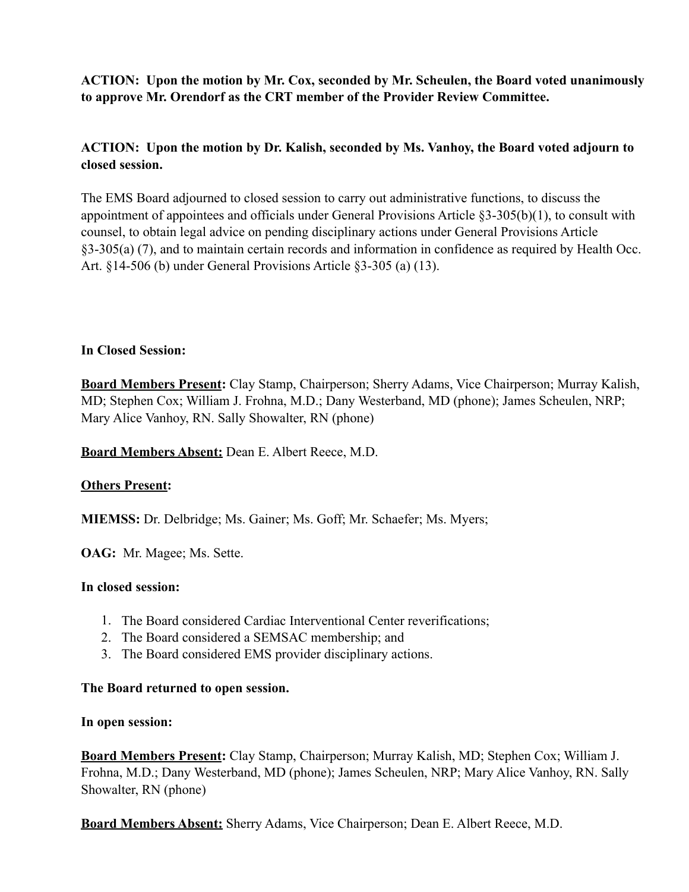**ACTION: Upon the motion by Mr. Cox, seconded by Mr. Scheulen, the Board voted unanimously to approve Mr. Orendorf as the CRT member of the Provider Review Committee.**

**ACTION: Upon the motion by Dr. Kalish, seconded by Ms. Vanhoy, the Board voted adjourn to closed session.**

The EMS Board adjourned to closed session to carry out administrative functions, to discuss the appointment of appointees and officials under General Provisions Article §3-305(b)(1), to consult with counsel, to obtain legal advice on pending disciplinary actions under General Provisions Article §3-305(a) (7), and to maintain certain records and information in confidence as required by Health Occ. Art. §14-506 (b) under General Provisions Article §3-305 (a) (13).

**In Closed Session:**

**Board Members Present:** Clay Stamp, Chairperson; Sherry Adams, Vice Chairperson; Murray Kalish, MD; Stephen Cox; William J. Frohna, M.D.; Dany Westerband, MD (phone); James Scheulen, NRP; Mary Alice Vanhoy, RN. Sally Showalter, RN (phone)

**Board Members Absent:** Dean E. Albert Reece, M.D.

**Others Present:**

**MIEMSS:** Dr. Delbridge; Ms. Gainer; Ms. Goff; Mr. Schaefer; Ms. Myers;

**OAG:** Mr. Magee; Ms. Sette.

**In closed session:**

1. The Board considered Cardiac Interventional Center reverifications;
2. The Board considered a SEMSAC membership; and
3. The Board considered EMS provider disciplinary actions.

**The Board returned to open session.**

**In open session:**

**Board Members Present:** Clay Stamp, Chairperson; Murray Kalish, MD; Stephen Cox; William J. Frohna, M.D.; Dany Westerband, MD (phone); James Scheulen, NRP; Mary Alice Vanhoy, RN. Sally Showalter, RN (phone)

**Board Members Absent:** Sherry Adams, Vice Chairperson; Dean E. Albert Reece, M.D.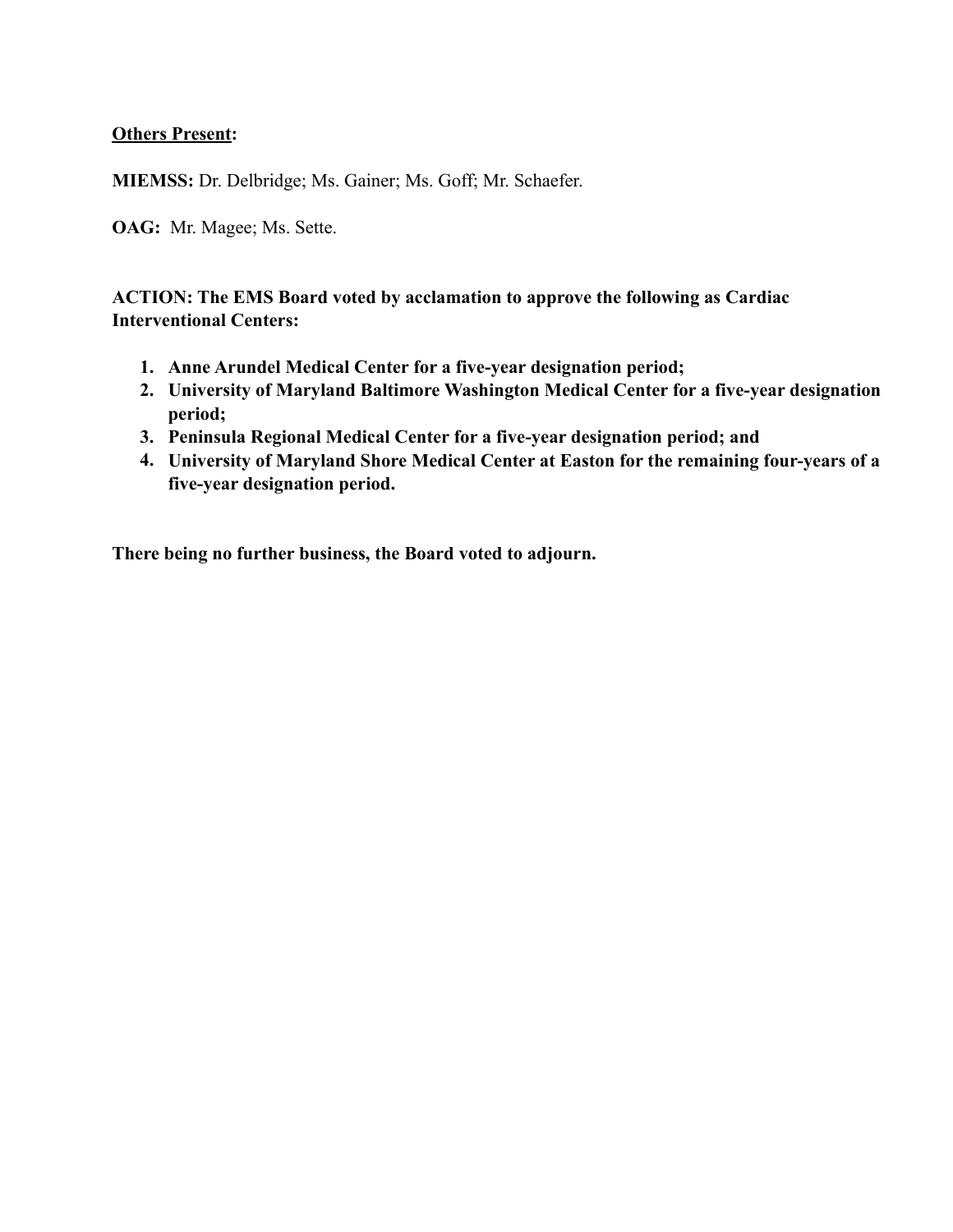**<u>Others Present</u>:**

**MIEMSS:** Dr. Delbridge; Ms. Gainer; Ms. Goff; Mr. Schaefer.

**OAG:** Mr. Magee; Ms. Sette.

**ACTION: The EMS Board voted by acclamation to approve the following as Cardiac Interventional Centers:**

1. **Anne Arundel Medical Center for a five-year designation period;**
2. **University of Maryland Baltimore Washington Medical Center for a five-year designation period;**
3. **Peninsula Regional Medical Center for a five-year designation period; and**
4. **University of Maryland Shore Medical Center at Easton for the remaining four-years of a five-year designation period.**

**There being no further business, the Board voted to adjourn.**